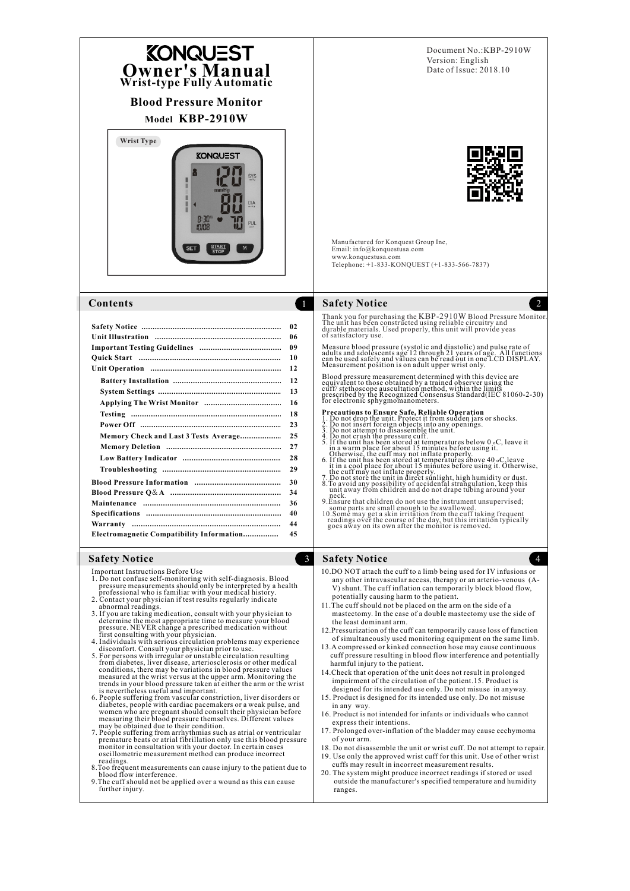# KONQUEST

# Owner's Manual

## Wrist-type Fully Automatic

## Blood Pressure Monitor

## Model KBP-2910W

Document No.:KBP-2910W
Version: English
Date of Issue: 2018.10

Manufactured for Konquest Group Inc,
Email: info@konquestusa.com
www.konquestusa.com
Telephone: +1-833-KONQUEST (+1-833-566-7837)

## Contents

| | |
|---|---|
| **Safety Notice** | 02 |
| **Unit Illustration** | 06 |
| **Important Testing Guidelines** | 09 |
| **Quick Start** | 10 |
| **Unit Operation** | 12 |
| **Battery Installation** | 12 |
| **System Settings** | 13 |
| **Applying The Wrist Monitor** | 16 |
| **Testing** | 18 |
| **Power Off** | 23 |
| **Memory Check and Last 3 Tests Average** | 25 |
| **Memory Deletion** | 27 |
| **Low Battery Indicator** | 28 |
| **Troubleshooting** | 29 |
| **Blood Pressure Information** | 30 |
| **Blood Pressure Q&A** | 34 |
| **Maintenance** | 36 |
| **Specifications** | 40 |
| **Warranty** | 44 |
| **Electromagnetic Compatibility Information** | 45 |

## Safety Notice

Thank you for purchasing the KBP-2910W Blood Pressure Monitor. The unit has been constructed using reliable circuitry and durable materials. Used properly, this unit will provide yeas of satisfactory use.

Measure blood pressure (systolic and diastolic) and pulse rate of adults and adolescents age 12 through 21 years of age. All functions can be used safely and values can be read out in one LCD DISPLAY. Measurement position is on adult upper wrist only.

Blood pressure measurement determined with this device are equivalent to those obtained by a trained observer using the cuff/ stethoscope auscultation method, within the limits prescribed by the Recognized Consensus Standard(IEC 81060-2-30) for electronic sphygmomanometers.

**Precautions to Ensure Safe, Reliable Operation**

1. Do not drop the unit. Protect it from sudden jars or shocks.
2. Do not insert foreign objects into any openings.
3. Do not attempt to disassemble the unit.
4. Do not crush the pressure cuff.
5. If the unit has been stored at temperatures below 0 ℃, leave it in a warm place for about 15 minutes before using it. Otherwise, the cuff may not inflate properly.
6. If the unit has been stored at temperatures above 40 ℃,leave it in a cool place for about 15 minutes before using it. Otherwise, the cuff may not inflate properly.
7. Do not store the unit in direct sunlight, high humidity or dust.
8. To avoid any possibility of accidental strangulation, keep this unit away from children and do not drape tubing around your neck.
9. Ensure that children do not use the instrument unsupervised; some parts are small enough to be swallowed.
10. Some may get a skin irritation from the cuff taking frequent readings over the course of the day, but this irritation typically goes away on its own after the monitor is removed.

## Safety Notice

Important Instructions Before Use

1. Do not confuse self-monitoring with self-diagnosis. Blood pressure measurements should only be interpreted by a health professional who is familiar with your medical history.
2. Contact your physician if test results regularly indicate abnormal readings.
3. If you are taking medication, consult with your physician to determine the most appropriate time to measure your blood pressure. NEVER change a prescribed medication without first consulting with your physician.
4. Individuals with serious circulation problems may experience discomfort. Consult your physician prior to use.
5. For persons with irregular or unstable circulation resulting from diabetes, liver disease, arteriosclerosis or other medical conditions, there may be variations in blood pressure values measured at the wrist versus at the upper arm. Monitoring the trends in your blood pressure taken at either the arm or the wrist is nevertheless useful and important.
6. People suffering from vascular constriction, liver disorders or diabetes, people with cardiac pacemakers or a weak pulse, and women who are pregnant should consult their physician before measuring their blood pressure themselves. Different values may be obtained due to their condition.
7. People suffering from arrhythmias such as atrial or ventricular premature beats or atrial fibrillation only use this blood pressure monitor in consultation with your doctor. In certain cases oscillometric measurement method can produce incorrect readings.
8. Too frequent measurements can cause injury to the patient due to blood flow interference.
9. The cuff should not be applied over a wound as this can cause further injury.

## Safety Notice

10. DO NOT attach the cuff to a limb being used for IV infusions or any other intravascular access, therapy or an arterio-venous (A-V) shunt. The cuff inflation can temporarily block blood flow, potentially causing harm to the patient.
11. The cuff should not be placed on the arm on the side of a mastectomy. In the case of a double mastectomy use the side of the least dominant arm.
12. Pressurization of the cuff can temporarily cause loss of function of simultaneously used monitoring equipment on the same limb.
13. A compressed or kinked connection hose may cause continuous cuff pressure resulting in blood flow interference and potentially harmful injury to the patient.
14. Check that operation of the unit does not result in prolonged impairment of the circulation of the patient.15. Product is designed for its intended use only. Do not misuse in anyway.
15. Product is designed for its intended use only. Do not misuse in any way.
16. Product is not intended for infants or individuals who cannot express their intentions.
17. Prolonged over-inflation of the bladder may cause ecchymoma of your arm.
18. Do not disassemble the unit or wrist cuff. Do not attempt to repair.
19. Use only the approved wrist cuff for this unit. Use of other wrist cuffs may result in incorrect measurement results.
20. The system might produce incorrect readings if stored or used outside the manufacturer's specified temperature and humidity ranges.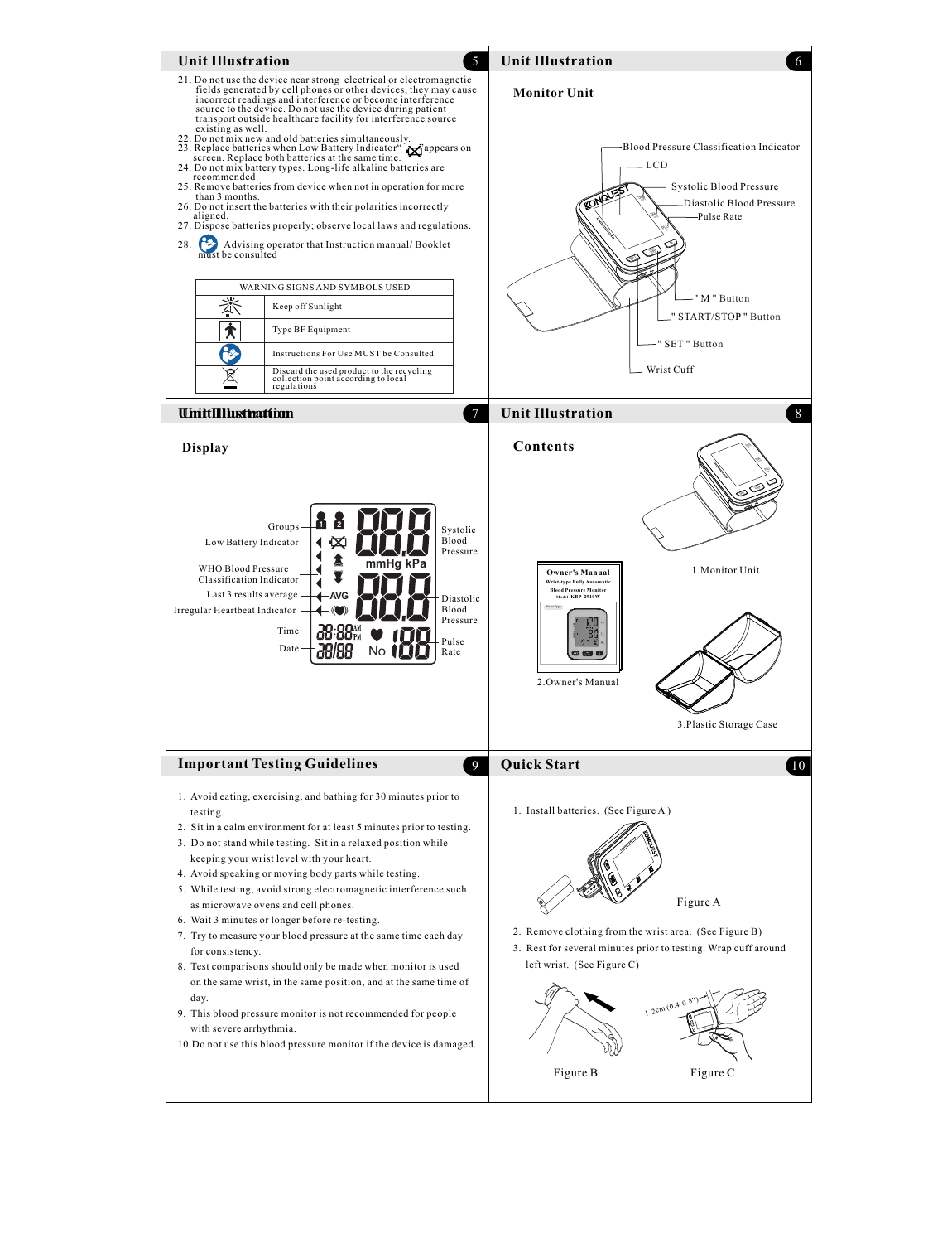## Unit Illustration

21. Do not use the device near strong electrical or electromagnetic fields generated by cell phones or other devices, they may cause incorrect readings and interference or become interference source to the device. Do not use the device during patient transport outside healthcare facility for interference source existing as well.
22. Do not mix new and old batteries simultaneously.
23. Replace batteries when Low Battery Indicator" " appears on screen. Replace both batteries at the same time.
24. Do not mix battery types. Long-life alkaline batteries are recommended.
25. Remove batteries from device when not in operation for more than 3 months.
26. Do not insert the batteries with their polarities incorrectly aligned.
27. Dispose batteries properly; observe local laws and regulations.
28. Advising operator that Instruction manual/ Booklet must be consulted

| WARNING SIGNS AND SYMBOLS USED | |
|---|---|
| | Keep off Sunlight |
| | Type BF Equipment |
| | Instructions For Use MUST be Consulted |
| | Discard the used product to the recycling collection point according to local regulations |

## Unit Illustration

### Monitor Unit

- Blood Pressure Classification Indicator
- LCD
- Systolic Blood Pressure
- Diastolic Blood Pressure
- Pulse Rate
- " M " Button
- " START/STOP " Button
- " SET " Button
- Wrist Cuff

## Unit Illustration

### Display

- Groups
- Low Battery Indicator
- WHO Blood Pressure Classification Indicator
- Last 3 results average
- Irregular Heartbeat Indicator
- Time
- Date
- Systolic Blood Pressure
- Diastolic Blood Pressure
- Pulse Rate

## Unit Illustration

### Contents

1. Monitor Unit
2. Owner's Manual
3. Plastic Storage Case

## Important Testing Guidelines

1. Avoid eating, exercising, and bathing for 30 minutes prior to testing.
2. Sit in a calm environment for at least 5 minutes prior to testing.
3. Do not stand while testing. Sit in a relaxed position while keeping your wrist level with your heart.
4. Avoid speaking or moving body parts while testing.
5. While testing, avoid strong electromagnetic interference such as microwave ovens and cell phones.
6. Wait 3 minutes or longer before re-testing.
7. Try to measure your blood pressure at the same time each day for consistency.
8. Test comparisons should only be made when monitor is used on the same wrist, in the same position, and at the same time of day.
9. This blood pressure monitor is not recommended for people with severe arrhythmia.
10. Do not use this blood pressure monitor if the device is damaged.

## Quick Start

1. Install batteries. (See Figure A )

Figure A

2. Remove clothing from the wrist area. (See Figure B)
3. Rest for several minutes prior to testing. Wrap cuff around left wrist. (See Figure C)

1-2cm (0.4-0.8")

Figure B

Figure C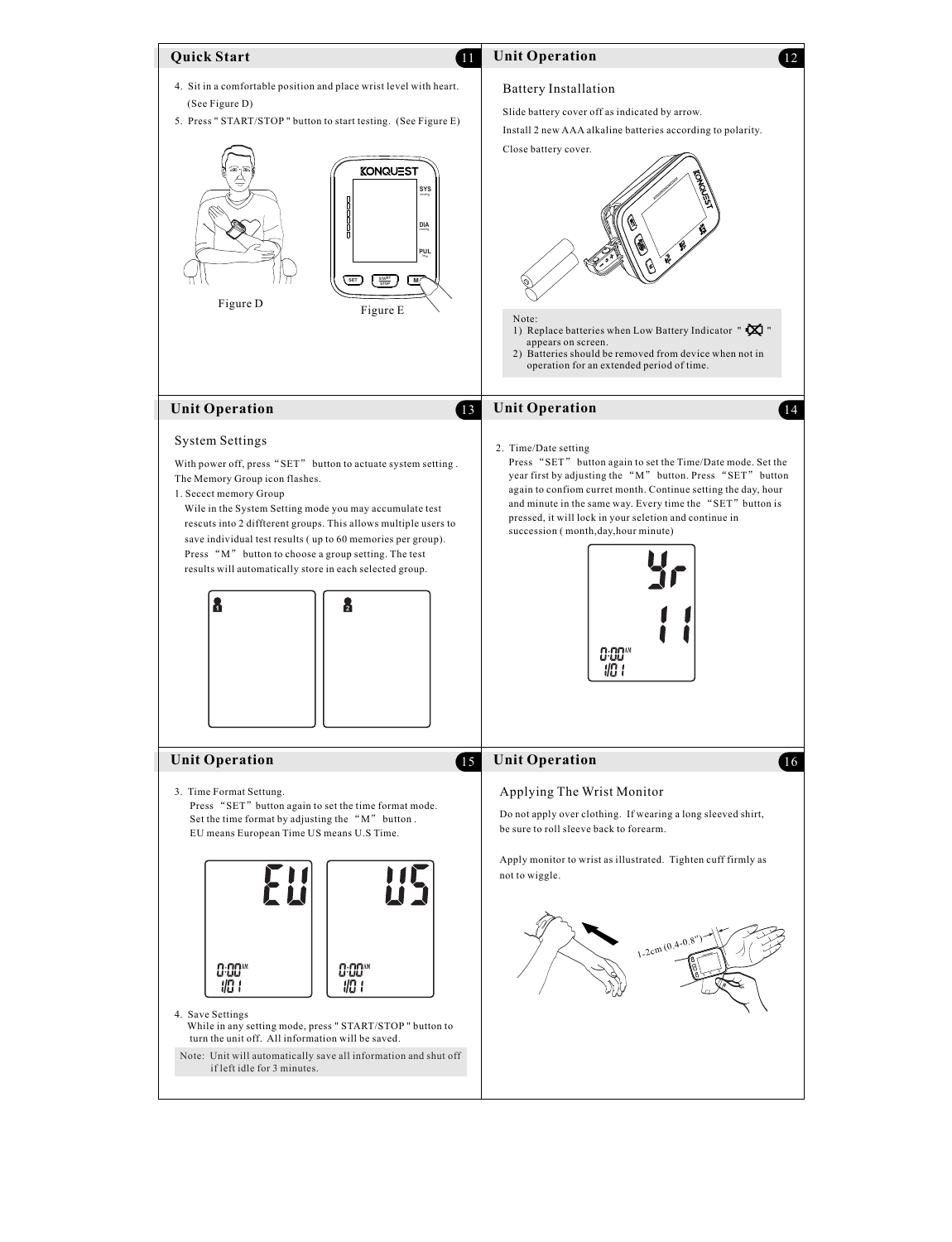## Quick Start

4. Sit in a comfortable position and place wrist level with heart. (See Figure D)
5. Press " START/STOP " button to start testing. (See Figure E)

Figure D

Figure E

## Unit Operation

### Battery Installation

Slide battery cover off as indicated by arrow.

Install 2 new AAA alkaline batteries according to polarity.

Close battery cover.

Note:
1) Replace batteries when Low Battery Indicator " " appears on screen.
2) Batteries should be removed from device when not in operation for an extended period of time.

## Unit Operation

### System Settings

With power off, press "SET" button to actuate system setting . The Memory Group icon flashes.

1. Secect memory Group
   Wile in the System Setting mode you may accumulate test rescuts into 2 diffterent groups. This allows multiple users to save individual test results ( up to 60 memories per group). Press "M" button to choose a group setting. The test results will automatically store in each selected group.

## Unit Operation

2. Time/Date setting
   Press "SET" button again to set the Time/Date mode. Set the year first by adjusting the "M" button. Press "SET" button again to confiom curret month. Continue setting the day, hour and minute in the same way. Every time the "SET" button is pressed, it will lock in your seletion and continue in succession ( month,day,hour minute)

## Unit Operation

3. Time Format Settung.
   Press "SET" button again to set the time format mode. Set the time format by adjusting the "M" button . EU means European Time US means U.S Time.

4. Save Settings
   While in any setting mode, press " START/STOP " button to turn the unit off. All information will be saved.

Note: Unit will automatically save all information and shut off if left idle for 3 minutes.

## Unit Operation

### Applying The Wrist Monitor

Do not apply over clothing. If wearing a long sleeved shirt, be sure to roll sleeve back to forearm.

Apply monitor to wrist as illustrated. Tighten cuff firmly as not to wiggle.

1-2cm (0.4-0.8")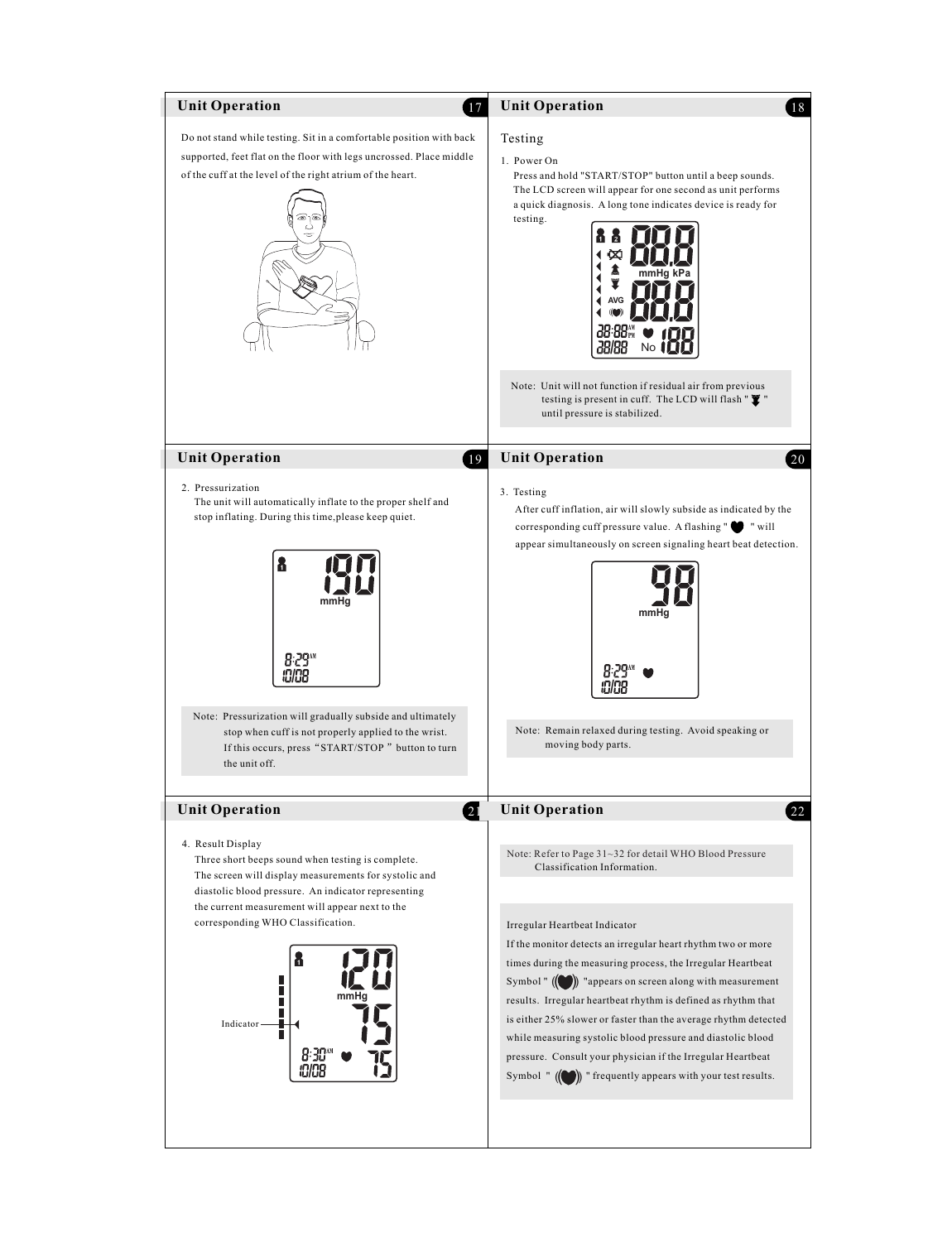## Unit Operation

Do not stand while testing. Sit in a comfortable position with back supported, feet flat on the floor with legs uncrossed. Place middle of the cuff at the level of the right atrium of the heart.

## Unit Operation

### Testing

1. Power On

   Press and hold "START/STOP" button until a beep sounds. The LCD screen will appear for one second as unit performs a quick diagnosis. A long tone indicates device is ready for testing.

Note: Unit will not function if residual air from previous testing is present in cuff. The LCD will flash " ⬇ " until pressure is stabilized.

## Unit Operation

2. Pressurization

   The unit will automatically inflate to the proper shelf and stop inflating. During this time,please keep quiet.

Note: Pressurization will gradually subside and ultimately stop when cuff is not properly applied to the wrist. If this occurs, press "START/STOP" button to turn the unit off.

## Unit Operation

3. Testing

   After cuff inflation, air will slowly subside as indicated by the corresponding cuff pressure value. A flashing " ♥ " will appear simultaneously on screen signaling heart beat detection.

Note: Remain relaxed during testing. Avoid speaking or moving body parts.

## Unit Operation

4. Result Display

   Three short beeps sound when testing is complete. The screen will display measurements for systolic and diastolic blood pressure. An indicator representing the current measurement will appear next to the corresponding WHO Classification.

Indicator

## Unit Operation

Note: Refer to Page 31~32 for detail WHO Blood Pressure Classification Information.

Irregular Heartbeat Indicator

If the monitor detects an irregular heart rhythm two or more times during the measuring process, the Irregular Heartbeat Symbol " ((♥)) "appears on screen along with measurement results. Irregular heartbeat rhythm is defined as rhythm that is either 25% slower or faster than the average rhythm detected while measuring systolic blood pressure and diastolic blood pressure. Consult your physician if the Irregular Heartbeat Symbol " ((♥)) " frequently appears with your test results.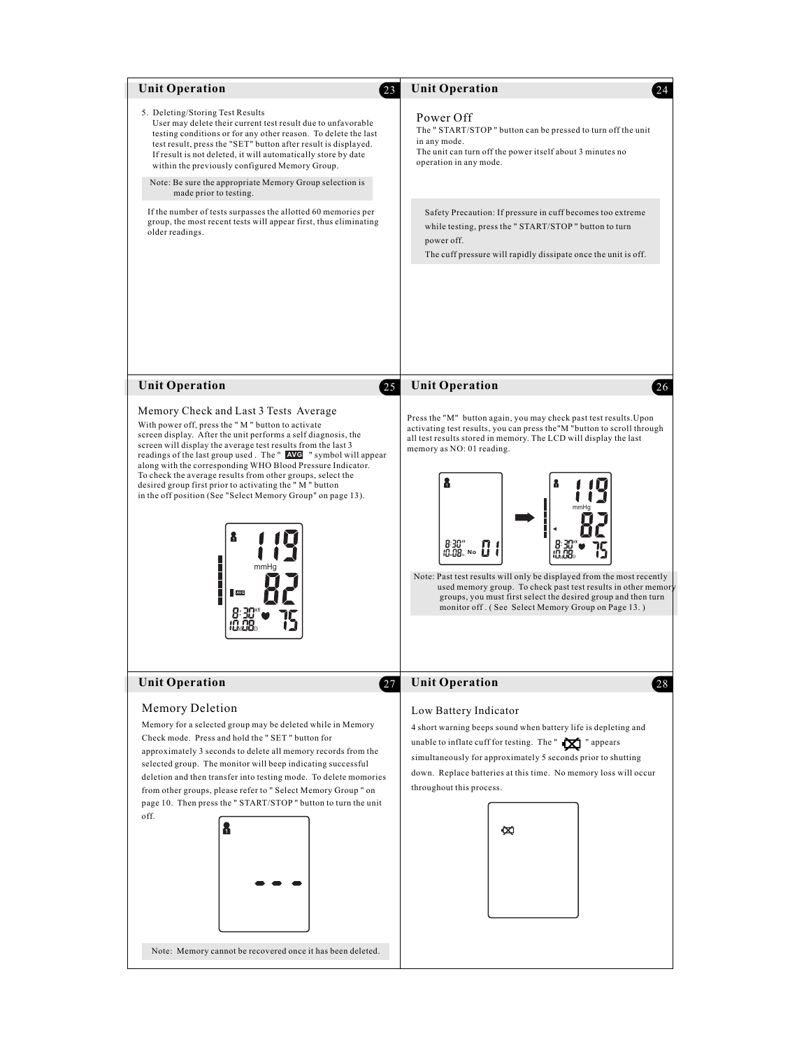## Unit Operation

5. Deleting/Storing Test Results
   User may delete their current test result due to unfavorable testing conditions or for any other reason. To delete the last test result, press the "SET" button after result is displayed. If result is not deleted, it will automatically store by date within the previously configured Memory Group.

Note: Be sure the appropriate Memory Group selection is made prior to testing.

If the number of tests surpasses the allotted 60 memories per group, the most recent tests will appear first, thus eliminating older readings.

## Unit Operation

### Power Off

The " START/STOP " button can be pressed to turn off the unit in any mode.
The unit can turn off the power itself about 3 minutes no operation in any mode.

Safety Precaution: If pressure in cuff becomes too extreme while testing, press the " START/STOP " button to turn power off.
The cuff pressure will rapidly dissipate once the unit is off.

## Unit Operation

### Memory Check and Last 3 Tests Average

With power off, press the " M " button to activate screen display. After the unit performs a self diagnosis, the screen will display the average test results from the last 3 readings of the last group used . The " AVG " symbol will appear along with the corresponding WHO Blood Pressure Indicator. To check the average results from other groups, select the desired group first prior to activating the " M " button in the off position (See "Select Memory Group" on page 13).

## Unit Operation

Press the "M" button again, you may check past test results.Upon activating test results, you can press the"M "button to scroll through all test results stored in memory. The LCD will display the last memory as NO: 01 reading.

Note: Past test results will only be displayed from the most recently used memory group. To check past test results in other memory groups, you must first select the desired group and then turn monitor off . ( See Select Memory Group on Page 13. )

## Unit Operation

### Memory Deletion

Memory for a selected group may be deleted while in Memory Check mode. Press and hold the " SET " button for approximately 3 seconds to delete all memory records from the selected group. The monitor will beep indicating successful deletion and then transfer into testing mode. To delete momories from other groups, please refer to " Select Memory Group " on page 10. Then press the " START/STOP " button to turn the unit off.

Note: Memory cannot be recovered once it has been deleted.

## Unit Operation

### Low Battery Indicator

4 short warning beeps sound when battery life is depleting and unable to inflate cuff for testing. The " " appears simultaneously for approximately 5 seconds prior to shutting down. Replace batteries at this time. No memory loss will occur throughout this process.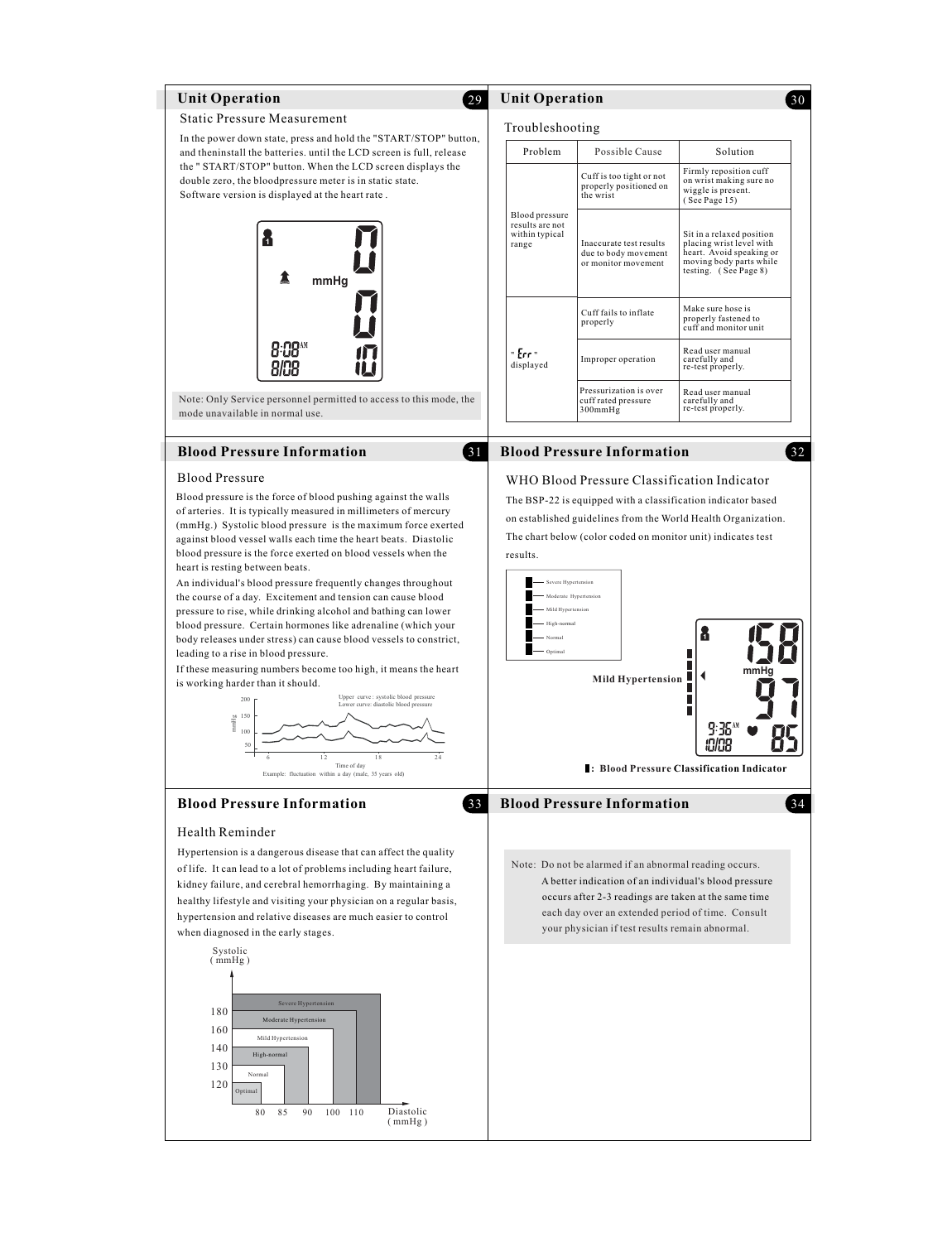## Unit Operation

### Static Pressure Measurement

In the power down state, press and hold the "START/STOP" button, and theninstall the batteries. until the LCD screen is full, release the " START/STOP" button. When the LCD screen displays the double zero, the bloodpressure meter is in static state. Software version is displayed at the heart rate .

Note: Only Service personnel permitted to access to this mode, the mode unavailable in normal use.

## Unit Operation

### Troubleshooting

| Problem | Possible Cause | Solution |
|---|---|---|
| Blood pressure results are not within typical range | Cuff is too tight or not properly positioned on the wrist | Firmly reposition cuff on wrist making sure no wiggle is present. ( See Page 15) |
| | Inaccurate test results due to body movement or monitor movement | Sit in a relaxed position placing wrist level with heart. Avoid speaking or moving body parts while testing. ( See Page 8) |
| " Err " displayed | Cuff fails to inflate properly | Make sure hose is properly fastened to cuff and monitor unit |
| | Improper operation | Read user manual carefully and re-test properly. |
| | Pressurization is over cuff rated pressure 300mmHg | Read user manual carefully and re-test properly. |

## Blood Pressure Information

### Blood Pressure

Blood pressure is the force of blood pushing against the walls of arteries. It is typically measured in millimeters of mercury (mmHg.) Systolic blood pressure is the maximum force exerted against blood vessel walls each time the heart beats. Diastolic blood pressure is the force exerted on blood vessels when the heart is resting between beats.

An individual's blood pressure frequently changes throughout the course of a day. Excitement and tension can cause blood pressure to rise, while drinking alcohol and bathing can lower blood pressure. Certain hormones like adrenaline (which your body releases under stress) can cause blood vessels to constrict, leading to a rise in blood pressure.

If these measuring numbers become too high, it means the heart is working harder than it should.

Upper curve : systolic blood pressure
Lower curve: diastolic blood pressure

Example: fluctuation within a day (male, 35 years old)

## Blood Pressure Information

### WHO Blood Pressure Classification Indicator

The BSP-22 is equipped with a classification indicator based on established guidelines from the World Health Organization. The chart below (color coded on monitor unit) indicates test results.

- Severe Hypertension
- Moderate Hypertension
- Mild Hypertension
- High-normal
- Normal
- Optimal

Mild Hypertension

▮: Blood Pressure Classification Indicator

## Blood Pressure Information

### Health Reminder

Hypertension is a dangerous disease that can affect the quality of life. It can lead to a lot of problems including heart failure, kidney failure, and cerebral hemorrhaging. By maintaining a healthy lifestyle and visiting your physician on a regular basis, hypertension and relative diseases are much easier to control when diagnosed in the early stages.

| Classification | Systolic (mmHg) | Diastolic (mmHg) |
|---|---|---|
| Optimal | 120 | 80 |
| Normal | 130 | 85 |
| High-normal | 140 | 90 |
| Mild Hypertension | 160 | 100 |
| Moderate Hypertension | 180 | 110 |
| Severe Hypertension | | |

## Blood Pressure Information

Note: Do not be alarmed if an abnormal reading occurs. A better indication of an individual's blood pressure occurs after 2-3 readings are taken at the same time each day over an extended period of time. Consult your physician if test results remain abnormal.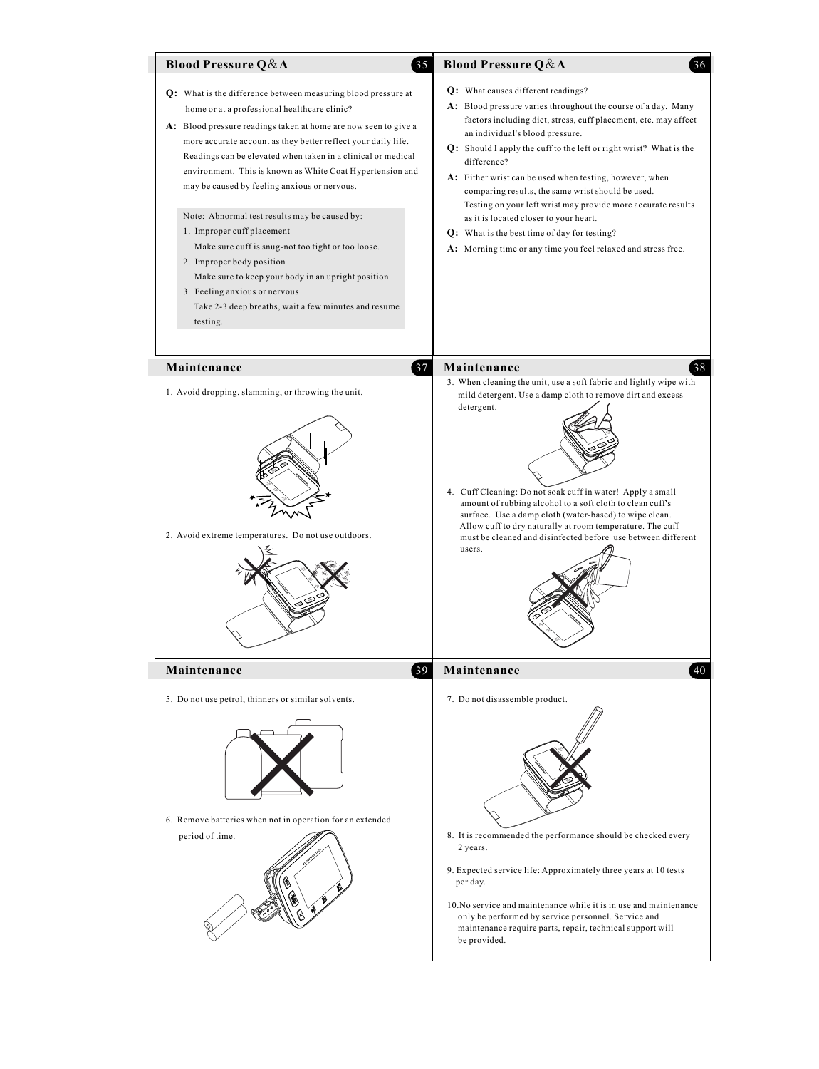## Blood Pressure Q&A

**Q:** What is the difference between measuring blood pressure at home or at a professional healthcare clinic?

**A:** Blood pressure readings taken at home are now seen to give a more accurate account as they better reflect your daily life. Readings can be elevated when taken in a clinical or medical environment. This is known as White Coat Hypertension and may be caused by feeling anxious or nervous.

Note: Abnormal test results may be caused by:

1. Improper cuff placement
   Make sure cuff is snug-not too tight or too loose.
2. Improper body position
   Make sure to keep your body in an upright position.
3. Feeling anxious or nervous
   Take 2-3 deep breaths, wait a few minutes and resume testing.

## Blood Pressure Q&A

**Q:** What causes different readings?

**A:** Blood pressure varies throughout the course of a day. Many factors including diet, stress, cuff placement, etc. may affect an individual's blood pressure.

**Q:** Should I apply the cuff to the left or right wrist? What is the difference?

**A:** Either wrist can be used when testing, however, when comparing results, the same wrist should be used. Testing on your left wrist may provide more accurate results as it is located closer to your heart.

**Q:** What is the best time of day for testing?

**A:** Morning time or any time you feel relaxed and stress free.

## Maintenance

1. Avoid dropping, slamming, or throwing the unit.
2. Avoid extreme temperatures. Do not use outdoors.
3. When cleaning the unit, use a soft fabric and lightly wipe with mild detergent. Use a damp cloth to remove dirt and excess detergent.
4. Cuff Cleaning: Do not soak cuff in water! Apply a small amount of rubbing alcohol to a soft cloth to clean cuff's surface. Use a damp cloth (water-based) to wipe clean. Allow cuff to dry naturally at room temperature. The cuff must be cleaned and disinfected before use between different users.
5. Do not use petrol, thinners or similar solvents.
6. Remove batteries when not in operation for an extended period of time.
7. Do not disassemble product.
8. It is recommended the performance should be checked every 2 years.
9. Expected service life: Approximately three years at 10 tests per day.
10. No service and maintenance while it is in use and maintenance only be performed by service personnel. Service and maintenance require parts, repair, technical support will be provided.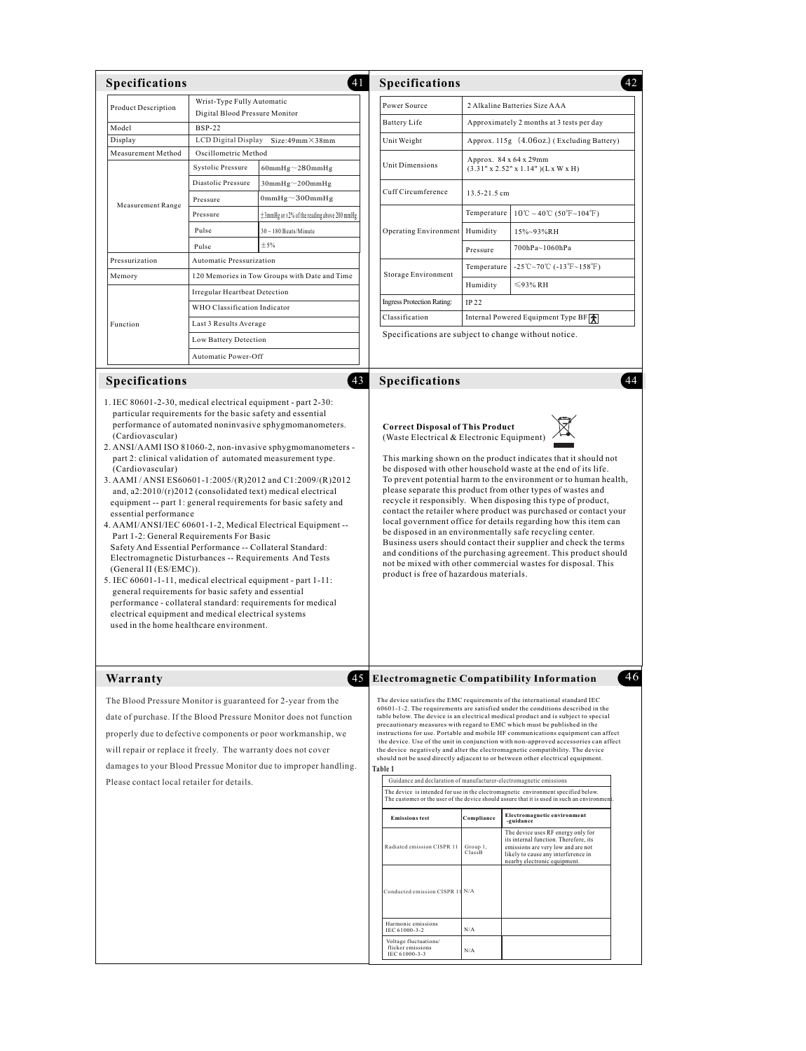## Specifications

| Product Description | Wrist-Type Fully Automatic Digital Blood Pressure Monitor | |
|---|---|---|
| Model | BSP-22 | |
| Display | LCD Digital Display Size:49mm×38mm | |
| Measurement Method | Oscillometric Method | |
| Measurement Range | Systolic Pressure | 60mmHg～280mmHg |
| | Diastolic Pressure | 30mmHg～200mmHg |
| | Pressure | 0mmHg～300mmHg |
| | Pressure | ±3mmHg or ±2% of the reading above 200 mmHg |
| | Pulse | 30 ~ 180 Beats/Minute |
| | Pulse | ±5% |
| Pressurization | Automatic Pressurization | |
| Memory | 120 Memories in Tow Groups with Date and Time | |
| Function | Irregular Heartbeat Detection | |
| | WHO Classification Indicator | |
| | Last 3 Results Average | |
| | Low Battery Detection | |
| | Automatic Power-Off | |

## Specifications

| Power Source | 2 Alkaline Batteries Size AAA | |
|---|---|---|
| Battery Life | Approximately 2 months at 3 tests per day | |
| Unit Weight | Approx. 115g (4.06oz.) ( Excluding Battery) | |
| Unit Dimensions | Approx. 84 x 64 x 29mm (3.31" x 2.52" x 1.14" )(L x W x H) | |
| Cuff Circumference | 13.5-21.5 cm | |
| Operating Environment | Temperature | 10℃ ~ 40℃ (50℉~104℉) |
| | Humidity | 15%~93%RH |
| | Pressure | 700hPa~1060hPa |
| Storage Environment | Temperature | -25℃~70℃ (-13℉~158℉) |
| | Humidity | ≤93% RH |
| Ingress Protection Rating: | IP 22 | |
| Classification | Internal Powered Equipment Type BF | |

Specifications are subject to change without notice.

## Specifications

1. IEC 80601-2-30, medical electrical equipment - part 2-30: particular requirements for the basic safety and essential performance of automated noninvasive sphygmomanometers. (Cardiovascular)
2. ANSI/AAMI ISO 81060-2, non-invasive sphygmomanometers - part 2: clinical validation of automated measurement type. (Cardiovascular)
3. AAMI / ANSI ES60601-1:2005/(R)2012 and C1:2009/(R)2012 and, a2:2010/(r)2012 (consolidated text) medical electrical equipment -- part 1: general requirements for basic safety and essential performance
4. AAMI/ANSI/IEC 60601-1-2, Medical Electrical Equipment -- Part 1-2: General Requirements For Basic Safety And Essential Performance -- Collateral Standard: Electromagnetic Disturbances -- Requirements And Tests (General II (ES/EMC)).
5. IEC 60601-1-11, medical electrical equipment - part 1-11: general requirements for basic safety and essential performance - collateral standard: requirements for medical electrical equipment and medical electrical systems used in the home healthcare environment.

## Specifications

**Correct Disposal of This Product**
(Waste Electrical & Electronic Equipment)

This marking shown on the product indicates that it should not be disposed with other household waste at the end of its life. To prevent potential harm to the environment or to human health, please separate this product from other types of wastes and recycle it responsibly. When disposing this type of product, contact the retailer where product was purchased or contact your local government office for details regarding how this item can be disposed in an environmentally safe recycling center. Business users should contact their supplier and check the terms and conditions of the purchasing agreement. This product should not be mixed with other commercial wastes for disposal. This product is free of hazardous materials.

## Warranty

The Blood Pressure Monitor is guaranteed for 2-year from the date of purchase. If the Blood Pressure Monitor does not function properly due to defective components or poor workmanship, we will repair or replace it freely. The warranty does not cover damages to your Blood Pressue Monitor due to improper handling. Please contact local retailer for details.

## Electromagnetic Compatibility Information

The device satisfies the EMC requirements of the international standard IEC 60601-1-2. The requirements are satisfied under the conditions described in the table below. The device is an electrical medical product and is subject to special precautionary measures with regard to EMC which must be published in the instructions for use. Portable and mobile HF communications equipment can affect the device. Use of the unit in conjunction with non-approved accessories can affect the device negatively and alter the electromagnetic compatibility. The device should not be used directly adjacent to or between other electrical equipment.

**Table 1**

| Guidance and declaration of manufacturer-electromagnetic emissions | | |
|---|---|---|
| The device is intended for use in the electromagnetic environment specified below. The customer or the user of the device should assure that it is used in such an environment. | | |
| **Emissions test** | **Compliance** | **Electromagnetic environment -guidance** |
| Radiated emission CISPR 11 | Group 1, ClassB | The device uses RF energy only for its internal function. Therefore, its emissions are very low and are not likely to cause any interference in nearby electronic equipment. |
| Conducted emission CISPR 11 | N/A | |
| Harmonic emissions IEC 61000-3-2 | N/A | |
| Voltage fluctuations/ flicker emissions IEC 61000-3-3 | N/A | |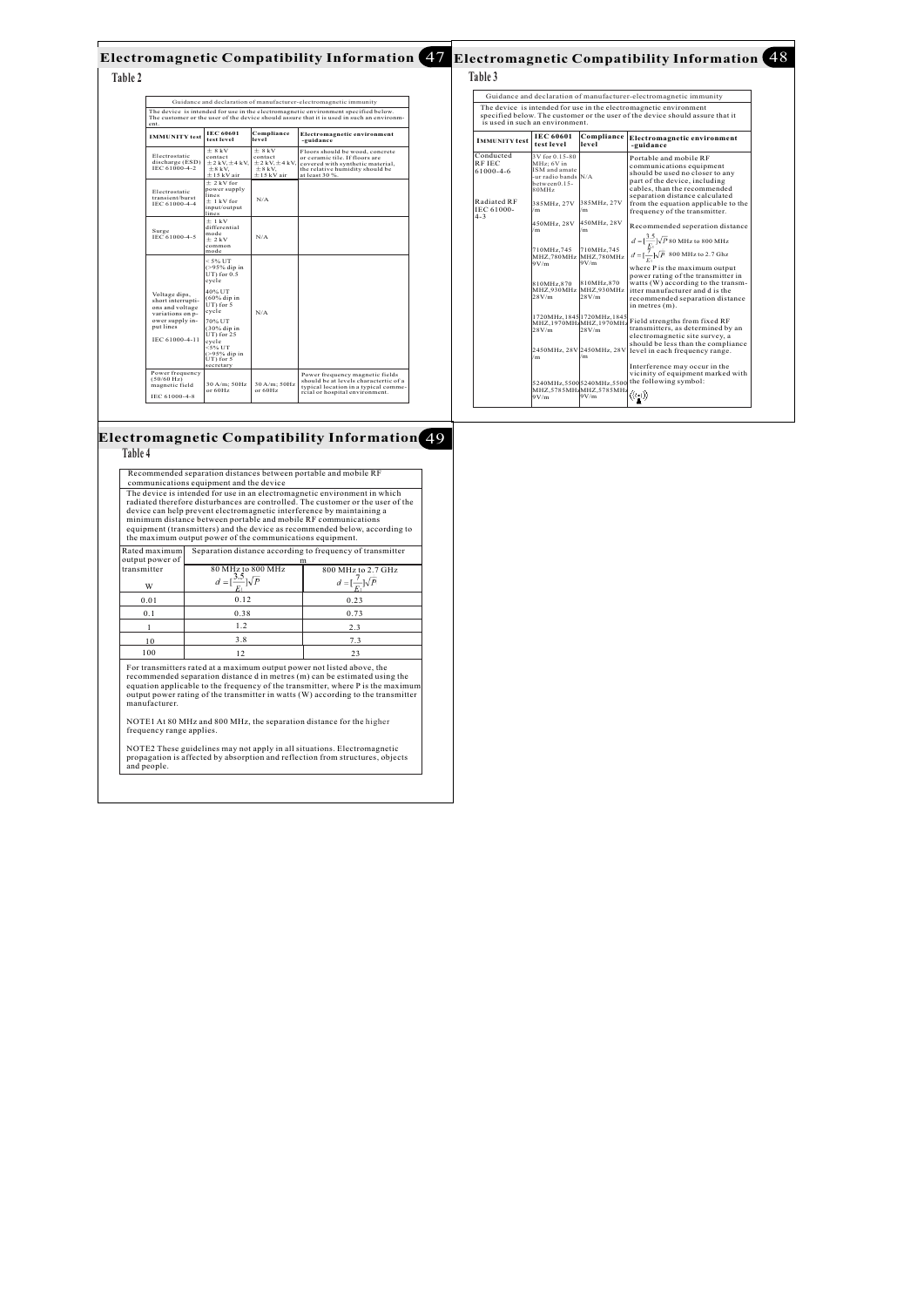## Electromagnetic Compatibility Information

### Table 2

Guidance and declaration of manufacturer-electromagnetic immunity

The device is intended for use in the electromagnetic environment specified below. The customer or the user of the device should assure that it is used in such an environment.

| IMMUNITY test | IEC 60601 test level | Compliance level | Electromagnetic environment -guidance |
|---|---|---|---|
| Electrostatic discharge (ESD) IEC 61000-4-2 | ± 8 kV contact ±2 kV,±4 kV, ±8 kV, ±15 kV air | ± 8 kV contact ±2 kV,±4 kV, ±8 kV, ±15 kV air | Floors should be wood, concrete or ceramic tile. If floors are covered with synthetic material, the relative humidity should be at least 30 %. |
| Electrostatic transient/burst IEC 61000-4-4 | ± 2 kV for power supply lines ± 1 kV for input/output lines | N/A | |
| Surge IEC 61000-4-5 | ± 1 kV differential mode ± 2 kV common mode | N/A | |
| Voltage dips, short interruptions and voltage variations on power supply input lines IEC 61000-4-11 | < 5% UT (>95% dip in UT) for 0.5 cycle 40% UT (60% dip in UT) for 5 cycle 70% UT (30% dip in UT) for 25 cycle <5% UT (>95% dip in UT) for 5 secretary | N/A | |
| Power frequency (50/60 Hz) magnetic field IEC 61000-4-8 | 30 A/m; 50Hz or 60Hz | 30 A/m; 50Hz or 60Hz | Power frequency magnetic fields should be at levels characteristic of a typical location in a typical commercial or hospital environment. |

## Electromagnetic Compatibility Information

### Table 3

Guidance and declaration of manufacturer-electromagnetic immunity

The device is intended for use in the electromagnetic environment specified below. The customer or the user of the device should assure that it is used in such an environment.

| IMMUNITY test | IEC 60601 test level | Compliance level | Electromagnetic environment -guidance |
|---|---|---|---|
| Conducted RF IEC 61000-4-6 | 3V for 0.15-80 MHz; 6V in ISM and amateur radio bands between 0.15-80MHz | N/A | Portable and mobile RF communications equipment should be used no closer to any part of the device, including cables, than the recommended separation distance calculated from the equation applicable to the frequency of the transmitter. |
| Radiated RF IEC 61000-4-3 | 385MHz, 27V/m 450MHz, 28V/m 710MHz,745MHZ,780MHz 9V/m 810MHz,870MHZ,930MHz 28V/m 1720MHz,1845MHZ,1970MHz 28V/m 2450MHz, 28V/m 5240MHz,5500MHZ,5785MHz 9V/m | 385MHz, 27V/m 450MHz, 28V/m 710MHz,745MHZ,780MHz 9V/m 810MHz,870MHZ,930MHz 28V/m 1720MHz,1845MHZ,1970MHz 28V/m 2450MHz, 28V/m 5240MHz,5500MHZ,5785MHz 9V/m | Recommended seperation distance $d=[\frac{3.5}{E_1}]\sqrt{P}$ 80 MHz to 800 MHz $d=[\frac{7}{E_1}]\sqrt{P}$ 800 MHz to 2.7 Ghz where P is the maximum output power rating of the transmitter in watts (W) according to the transmitter manufacturer and d is the recommended separation distance in metres (m). Field strengths from fixed RF transmitters, as determined by an electromagnetic site survey, a should be less than the compliance level in each frequency range. Interference may occur in the vicinity of equipment marked with the following symbol: |

## Electromagnetic Compatibility Information

### Table 4

Recommended separation distances between portable and mobile RF communications equipment and the device

The device is intended for use in an electromagnetic environment in which radiated therefore disturbances are controlled. The customer or the user of the device can help prevent electromagnetic interference by maintaining a minimum distance between portable and mobile RF communications equipment (transmitters) and the device as recommended below, according to the maximum output power of the communications equipment.

| Rated maximum output power of transmitter W | Separation distance according to frequency of transmitter m | |
|---|---|---|
| | 80 MHz to 800 MHz $d=[\frac{3.5}{E_1}]\sqrt{P}$ | 800 MHz to 2.7 GHz $d=[\frac{7}{E_1}]\sqrt{P}$ |
| 0.01 | 0.12 | 0.23 |
| 0.1 | 0.38 | 0.73 |
| 1 | 1.2 | 2.3 |
| 10 | 3.8 | 7.3 |
| 100 | 12 | 23 |

For transmitters rated at a maximum output power not listed above, the recommended separation distance d in metres (m) can be estimated using the equation applicable to the frequency of the transmitter, where P is the maximum output power rating of the transmitter in watts (W) according to the transmitter manufacturer.

NOTE1 At 80 MHz and 800 MHz, the separation distance for the higher frequency range applies.

NOTE2 These guidelines may not apply in all situations. Electromagnetic propagation is affected by absorption and reflection from structures, objects and people.